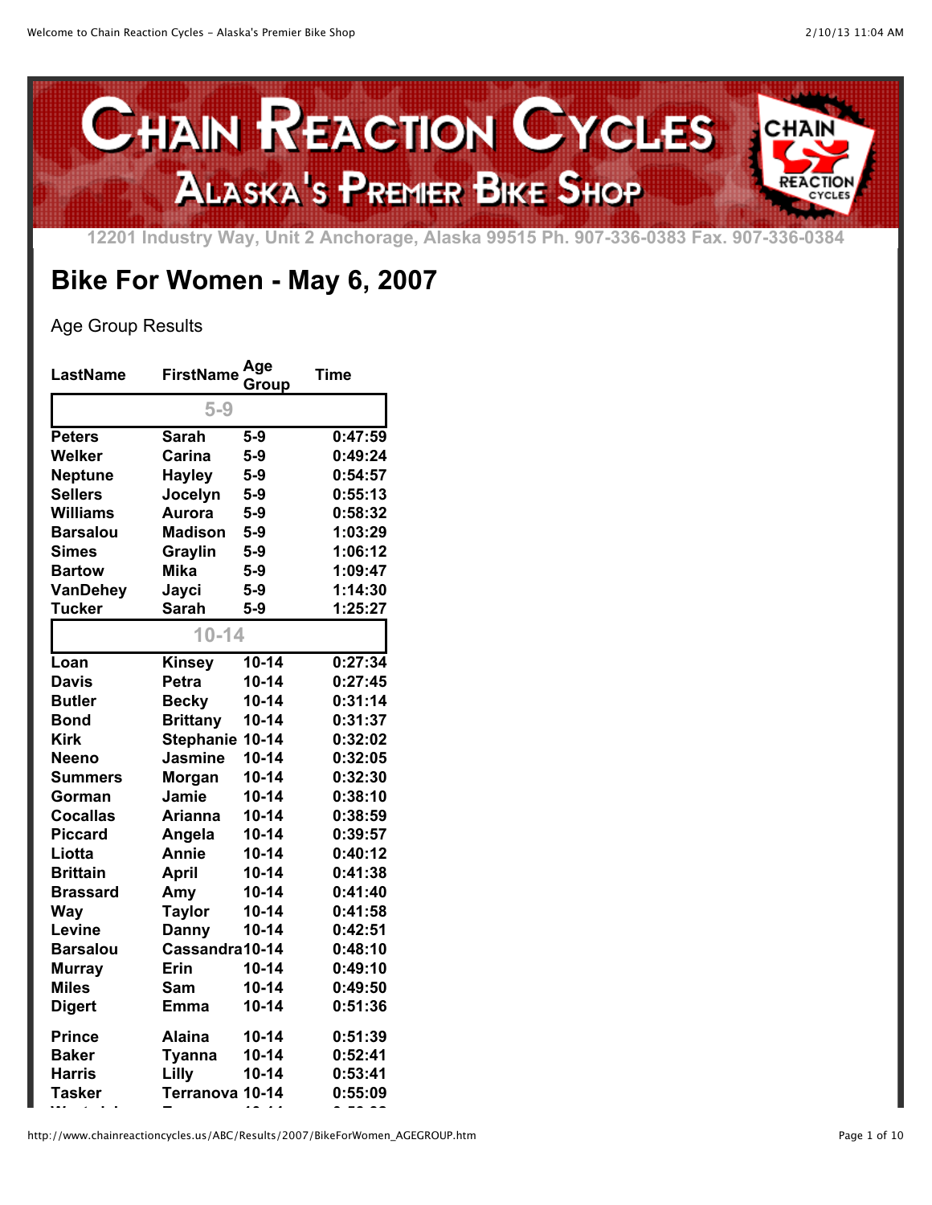# Chain Reaction Cycles

## Alaska's Premier Bike Shop

12201 Industry Way, Unit 2 Anchorage, Alaska 99515 Ph. 907-336-0383 Fax. 907-336-0384

# Bike For Women - May 6, 2007

Age Group Results

| LastName | FirstName | Age Group | Time |
|---|---|---|---|
| **5-9** | | | |
| Peters | Sarah | 5-9 | 0:47:59 |
| Welker | Carina | 5-9 | 0:49:24 |
| Neptune | Hayley | 5-9 | 0:54:57 |
| Sellers | Jocelyn | 5-9 | 0:55:13 |
| Williams | Aurora | 5-9 | 0:58:32 |
| Barsalou | Madison | 5-9 | 1:03:29 |
| Simes | Graylin | 5-9 | 1:06:12 |
| Bartow | Mika | 5-9 | 1:09:47 |
| VanDehey | Jayci | 5-9 | 1:14:30 |
| Tucker | Sarah | 5-9 | 1:25:27 |
| **10-14** | | | |
| Loan | Kinsey | 10-14 | 0:27:34 |
| Davis | Petra | 10-14 | 0:27:45 |
| Butler | Becky | 10-14 | 0:31:14 |
| Bond | Brittany | 10-14 | 0:31:37 |
| Kirk | Stephanie | 10-14 | 0:32:02 |
| Neeno | Jasmine | 10-14 | 0:32:05 |
| Summers | Morgan | 10-14 | 0:32:30 |
| Gorman | Jamie | 10-14 | 0:38:10 |
| Cocallas | Arianna | 10-14 | 0:38:59 |
| Piccard | Angela | 10-14 | 0:39:57 |
| Liotta | Annie | 10-14 | 0:40:12 |
| Brittain | April | 10-14 | 0:41:38 |
| Brassard | Amy | 10-14 | 0:41:40 |
| Way | Taylor | 10-14 | 0:41:58 |
| Levine | Danny | 10-14 | 0:42:51 |
| Barsalou | Cassandra | 10-14 | 0:48:10 |
| Murray | Erin | 10-14 | 0:49:10 |
| Miles | Sam | 10-14 | 0:49:50 |
| Digert | Emma | 10-14 | 0:51:36 |
| Prince | Alaina | 10-14 | 0:51:39 |
| Baker | Tyanna | 10-14 | 0:52:41 |
| Harris | Lilly | 10-14 | 0:53:41 |
| Tasker | Terranova | 10-14 | 0:55:09 |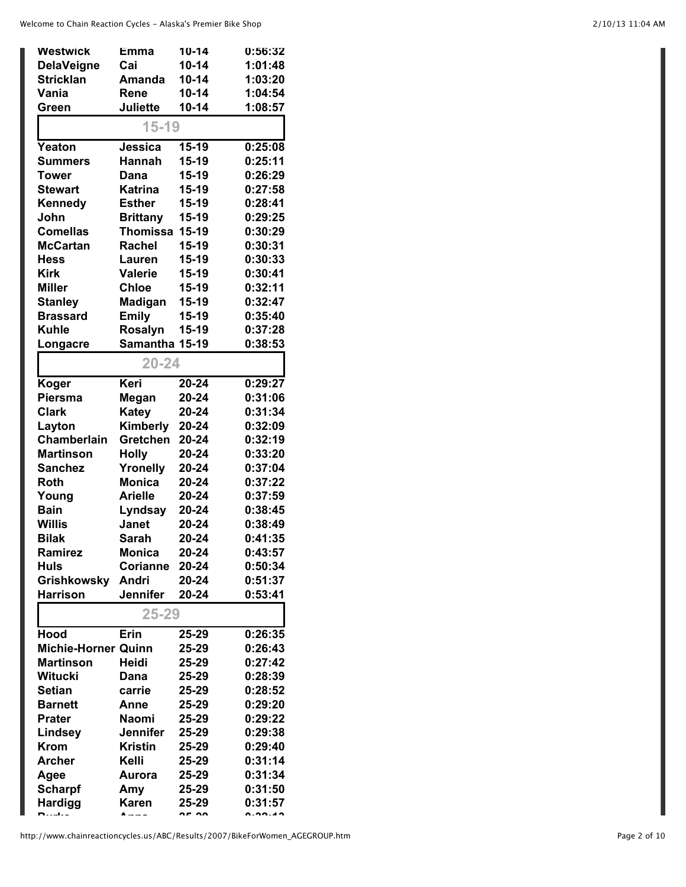| | | | |
|---|---|---|---|
| Westwick | Emma | 10-14 | 0:56:32 |
| DelaVeigne | Cai | 10-14 | 1:01:48 |
| Stricklan | Amanda | 10-14 | 1:03:20 |
| Vania | Rene | 10-14 | 1:04:54 |
| Green | Juliette | 10-14 | 1:08:57 |

## 15-19

| | | | |
|---|---|---|---|
| Yeaton | Jessica | 15-19 | 0:25:08 |
| Summers | Hannah | 15-19 | 0:25:11 |
| Tower | Dana | 15-19 | 0:26:29 |
| Stewart | Katrina | 15-19 | 0:27:58 |
| Kennedy | Esther | 15-19 | 0:28:41 |
| John | Brittany | 15-19 | 0:29:25 |
| Comellas | Thomissa | 15-19 | 0:30:29 |
| McCartan | Rachel | 15-19 | 0:30:31 |
| Hess | Lauren | 15-19 | 0:30:33 |
| Kirk | Valerie | 15-19 | 0:30:41 |
| Miller | Chloe | 15-19 | 0:32:11 |
| Stanley | Madigan | 15-19 | 0:32:47 |
| Brassard | Emily | 15-19 | 0:35:40 |
| Kuhle | Rosalyn | 15-19 | 0:37:28 |
| Longacre | Samantha | 15-19 | 0:38:53 |

## 20-24

| | | | |
|---|---|---|---|
| Koger | Keri | 20-24 | 0:29:27 |
| Piersma | Megan | 20-24 | 0:31:06 |
| Clark | Katey | 20-24 | 0:31:34 |
| Layton | Kimberly | 20-24 | 0:32:09 |
| Chamberlain | Gretchen | 20-24 | 0:32:19 |
| Martinson | Holly | 20-24 | 0:33:20 |
| Sanchez | Yronelly | 20-24 | 0:37:04 |
| Roth | Monica | 20-24 | 0:37:22 |
| Young | Arielle | 20-24 | 0:37:59 |
| Bain | Lyndsay | 20-24 | 0:38:45 |
| Willis | Janet | 20-24 | 0:38:49 |
| Bilak | Sarah | 20-24 | 0:41:35 |
| Ramirez | Monica | 20-24 | 0:43:57 |
| Huls | Corianne | 20-24 | 0:50:34 |
| Grishkowsky | Andri | 20-24 | 0:51:37 |
| Harrison | Jennifer | 20-24 | 0:53:41 |

## 25-29

| | | | |
|---|---|---|---|
| Hood | Erin | 25-29 | 0:26:35 |
| Michie-Horner | Quinn | 25-29 | 0:26:43 |
| Martinson | Heidi | 25-29 | 0:27:42 |
| Witucki | Dana | 25-29 | 0:28:39 |
| Setian | carrie | 25-29 | 0:28:52 |
| Barnett | Anne | 25-29 | 0:29:20 |
| Prater | Naomi | 25-29 | 0:29:22 |
| Lindsey | Jennifer | 25-29 | 0:29:38 |
| Krom | Kristin | 25-29 | 0:29:40 |
| Archer | Kelli | 25-29 | 0:31:14 |
| Agee | Aurora | 25-29 | 0:31:34 |
| Scharpf | Amy | 25-29 | 0:31:50 |
| Hardigg | Karen | 25-29 | 0:31:57 |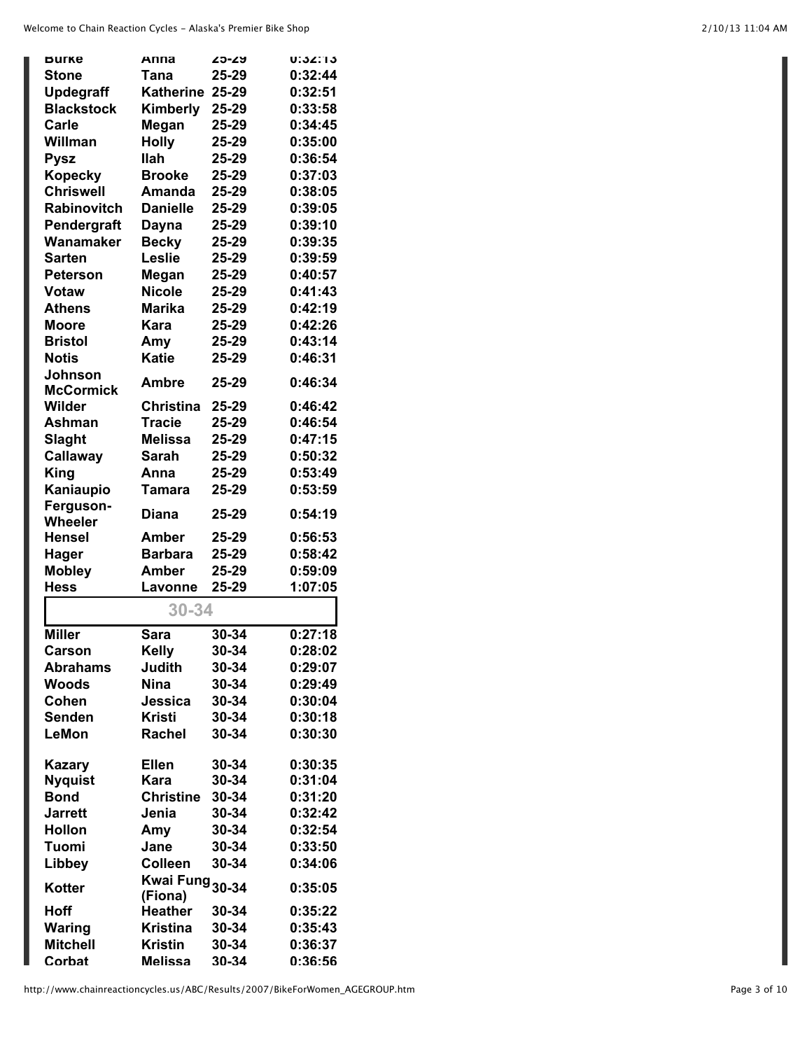| | | | |
|---|---|---|---|
| Burke | Anna | 25-29 | 0:32:13 |
| Stone | Tana | 25-29 | 0:32:44 |
| Updegraff | Katherine | 25-29 | 0:32:51 |
| Blackstock | Kimberly | 25-29 | 0:33:58 |
| Carle | Megan | 25-29 | 0:34:45 |
| Willman | Holly | 25-29 | 0:35:00 |
| Pysz | Ilah | 25-29 | 0:36:54 |
| Kopecky | Brooke | 25-29 | 0:37:03 |
| Chriswell | Amanda | 25-29 | 0:38:05 |
| Rabinovitch | Danielle | 25-29 | 0:39:05 |
| Pendergraft | Dayna | 25-29 | 0:39:10 |
| Wanamaker | Becky | 25-29 | 0:39:35 |
| Sarten | Leslie | 25-29 | 0:39:59 |
| Peterson | Megan | 25-29 | 0:40:57 |
| Votaw | Nicole | 25-29 | 0:41:43 |
| Athens | Marika | 25-29 | 0:42:19 |
| Moore | Kara | 25-29 | 0:42:26 |
| Bristol | Amy | 25-29 | 0:43:14 |
| Notis | Katie | 25-29 | 0:46:31 |
| Johnson McCormick | Ambre | 25-29 | 0:46:34 |
| Wilder | Christina | 25-29 | 0:46:42 |
| Ashman | Tracie | 25-29 | 0:46:54 |
| Slaght | Melissa | 25-29 | 0:47:15 |
| Callaway | Sarah | 25-29 | 0:50:32 |
| King | Anna | 25-29 | 0:53:49 |
| Kaniaupio | Tamara | 25-29 | 0:53:59 |
| Ferguson-Wheeler | Diana | 25-29 | 0:54:19 |
| Hensel | Amber | 25-29 | 0:56:53 |
| Hager | Barbara | 25-29 | 0:58:42 |
| Mobley | Amber | 25-29 | 0:59:09 |
| Hess | Lavonne | 25-29 | 1:07:05 |

## 30-34

| | | | |
|---|---|---|---|
| Miller | Sara | 30-34 | 0:27:18 |
| Carson | Kelly | 30-34 | 0:28:02 |
| Abrahams | Judith | 30-34 | 0:29:07 |
| Woods | Nina | 30-34 | 0:29:49 |
| Cohen | Jessica | 30-34 | 0:30:04 |
| Senden | Kristi | 30-34 | 0:30:18 |
| LeMon | Rachel | 30-34 | 0:30:30 |
| Kazary | Ellen | 30-34 | 0:30:35 |
| Nyquist | Kara | 30-34 | 0:31:04 |
| Bond | Christine | 30-34 | 0:31:20 |
| Jarrett | Jenia | 30-34 | 0:32:42 |
| Hollon | Amy | 30-34 | 0:32:54 |
| Tuomi | Jane | 30-34 | 0:33:50 |
| Libbey | Colleen | 30-34 | 0:34:06 |
| Kotter | Kwai Fung (Fiona) | 30-34 | 0:35:05 |
| Hoff | Heather | 30-34 | 0:35:22 |
| Waring | Kristina | 30-34 | 0:35:43 |
| Mitchell | Kristin | 30-34 | 0:36:37 |
| Corbat | Melissa | 30-34 | 0:36:56 |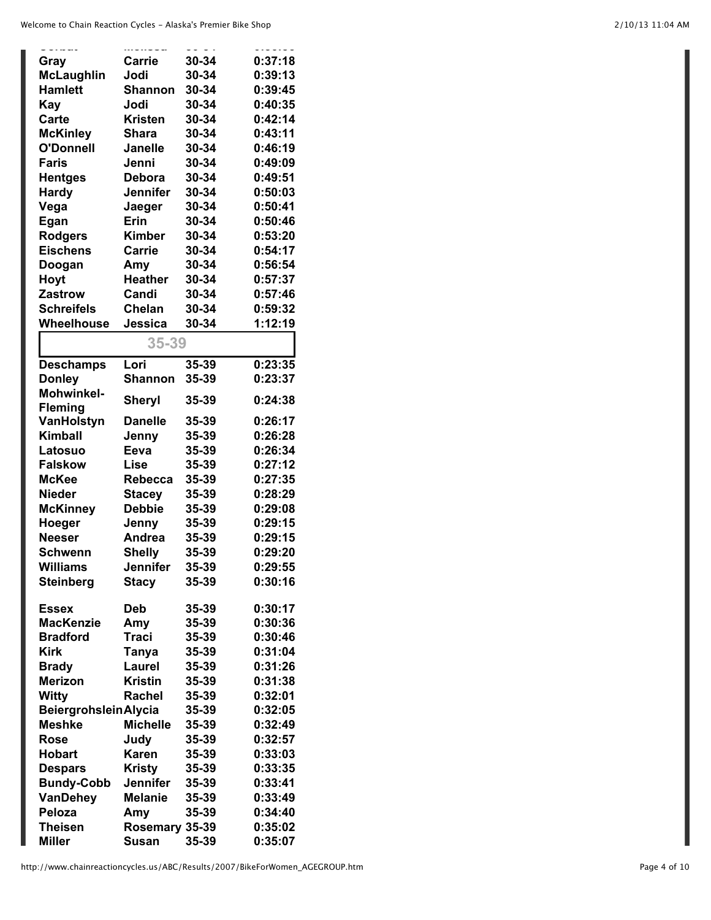| Gray | Carrie | 30-34 | 0:37:18 |
|---|---|---|---|
| McLaughlin | Jodi | 30-34 | 0:39:13 |
| Hamlett | Shannon | 30-34 | 0:39:45 |
| Kay | Jodi | 30-34 | 0:40:35 |
| Carte | Kristen | 30-34 | 0:42:14 |
| McKinley | Shara | 30-34 | 0:43:11 |
| O'Donnell | Janelle | 30-34 | 0:46:19 |
| Faris | Jenni | 30-34 | 0:49:09 |
| Hentges | Debora | 30-34 | 0:49:51 |
| Hardy | Jennifer | 30-34 | 0:50:03 |
| Vega | Jaeger | 30-34 | 0:50:41 |
| Egan | Erin | 30-34 | 0:50:46 |
| Rodgers | Kimber | 30-34 | 0:53:20 |
| Eischens | Carrie | 30-34 | 0:54:17 |
| Doogan | Amy | 30-34 | 0:56:54 |
| Hoyt | Heather | 30-34 | 0:57:37 |
| Zastrow | Candi | 30-34 | 0:57:46 |
| Schreifels | Chelan | 30-34 | 0:59:32 |
| Wheelhouse | Jessica | 30-34 | 1:12:19 |

## 35-39

| Deschamps | Lori | 35-39 | 0:23:35 |
|---|---|---|---|
| Donley | Shannon | 35-39 | 0:23:37 |
| Mohwinkel-Fleming | Sheryl | 35-39 | 0:24:38 |
| VanHolstyn | Danelle | 35-39 | 0:26:17 |
| Kimball | Jenny | 35-39 | 0:26:28 |
| Latosuo | Eeva | 35-39 | 0:26:34 |
| Falskow | Lise | 35-39 | 0:27:12 |
| McKee | Rebecca | 35-39 | 0:27:35 |
| Nieder | Stacey | 35-39 | 0:28:29 |
| McKinney | Debbie | 35-39 | 0:29:08 |
| Hoeger | Jenny | 35-39 | 0:29:15 |
| Neeser | Andrea | 35-39 | 0:29:15 |
| Schwenn | Shelly | 35-39 | 0:29:20 |
| Williams | Jennifer | 35-39 | 0:29:55 |
| Steinberg | Stacy | 35-39 | 0:30:16 |
| Essex | Deb | 35-39 | 0:30:17 |
| MacKenzie | Amy | 35-39 | 0:30:36 |
| Bradford | Traci | 35-39 | 0:30:46 |
| Kirk | Tanya | 35-39 | 0:31:04 |
| Brady | Laurel | 35-39 | 0:31:26 |
| Merizon | Kristin | 35-39 | 0:31:38 |
| Witty | Rachel | 35-39 | 0:32:01 |
| Beiergrohslein | Alycia | 35-39 | 0:32:05 |
| Meshke | Michelle | 35-39 | 0:32:49 |
| Rose | Judy | 35-39 | 0:32:57 |
| Hobart | Karen | 35-39 | 0:33:03 |
| Despars | Kristy | 35-39 | 0:33:35 |
| Bundy-Cobb | Jennifer | 35-39 | 0:33:41 |
| VanDehey | Melanie | 35-39 | 0:33:49 |
| Peloza | Amy | 35-39 | 0:34:40 |
| Theisen | Rosemary | 35-39 | 0:35:02 |
| Miller | Susan | 35-39 | 0:35:07 |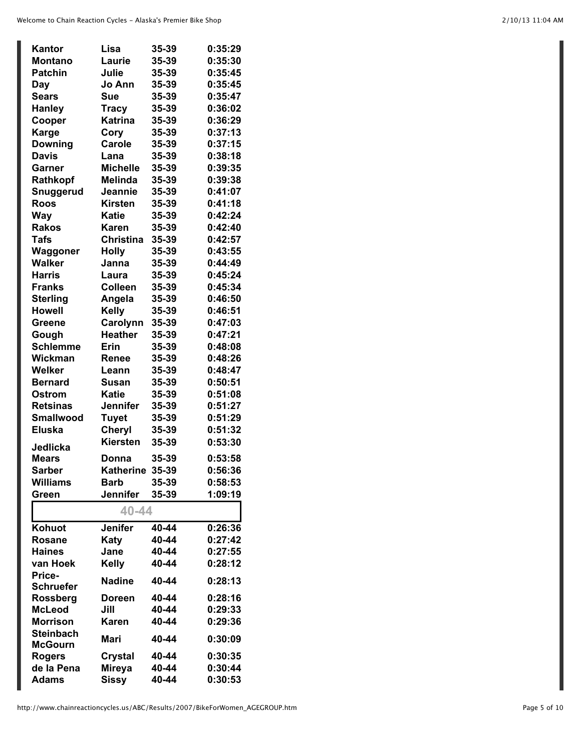| | | | |
|---|---|---|---|
| Kantor | Lisa | 35-39 | 0:35:29 |
| Montano | Laurie | 35-39 | 0:35:30 |
| Patchin | Julie | 35-39 | 0:35:45 |
| Day | Jo Ann | 35-39 | 0:35:45 |
| Sears | Sue | 35-39 | 0:35:47 |
| Hanley | Tracy | 35-39 | 0:36:02 |
| Cooper | Katrina | 35-39 | 0:36:29 |
| Karge | Cory | 35-39 | 0:37:13 |
| Downing | Carole | 35-39 | 0:37:15 |
| Davis | Lana | 35-39 | 0:38:18 |
| Garner | Michelle | 35-39 | 0:39:35 |
| Rathkopf | Melinda | 35-39 | 0:39:38 |
| Snuggerud | Jeannie | 35-39 | 0:41:07 |
| Roos | Kirsten | 35-39 | 0:41:18 |
| Way | Katie | 35-39 | 0:42:24 |
| Rakos | Karen | 35-39 | 0:42:40 |
| Tafs | Christina | 35-39 | 0:42:57 |
| Waggoner | Holly | 35-39 | 0:43:55 |
| Walker | Janna | 35-39 | 0:44:49 |
| Harris | Laura | 35-39 | 0:45:24 |
| Franks | Colleen | 35-39 | 0:45:34 |
| Sterling | Angela | 35-39 | 0:46:50 |
| Howell | Kelly | 35-39 | 0:46:51 |
| Greene | Carolynn | 35-39 | 0:47:03 |
| Gough | Heather | 35-39 | 0:47:21 |
| Schlemme | Erin | 35-39 | 0:48:08 |
| Wickman | Renee | 35-39 | 0:48:26 |
| Welker | Leann | 35-39 | 0:48:47 |
| Bernard | Susan | 35-39 | 0:50:51 |
| Ostrom | Katie | 35-39 | 0:51:08 |
| Retsinas | Jennifer | 35-39 | 0:51:27 |
| Smallwood | Tuyet | 35-39 | 0:51:29 |
| Eluska | Cheryl | 35-39 | 0:51:32 |
| Jedlicka | Kiersten | 35-39 | 0:53:30 |
| Mears | Donna | 35-39 | 0:53:58 |
| Sarber | Katherine | 35-39 | 0:56:36 |
| Williams | Barb | 35-39 | 0:58:53 |
| Green | Jennifer | 35-39 | 1:09:19 |
| **40-44** | | | |
| Kohuot | Jenifer | 40-44 | 0:26:36 |
| Rosane | Katy | 40-44 | 0:27:42 |
| Haines | Jane | 40-44 | 0:27:55 |
| van Hoek | Kelly | 40-44 | 0:28:12 |
| Price-Schruefer | Nadine | 40-44 | 0:28:13 |
| Rossberg | Doreen | 40-44 | 0:28:16 |
| McLeod | Jill | 40-44 | 0:29:33 |
| Morrison | Karen | 40-44 | 0:29:36 |
| Steinbach McGourn | Mari | 40-44 | 0:30:09 |
| Rogers | Crystal | 40-44 | 0:30:35 |
| de la Pena | Mireya | 40-44 | 0:30:44 |
| Adams | Sissy | 40-44 | 0:30:53 |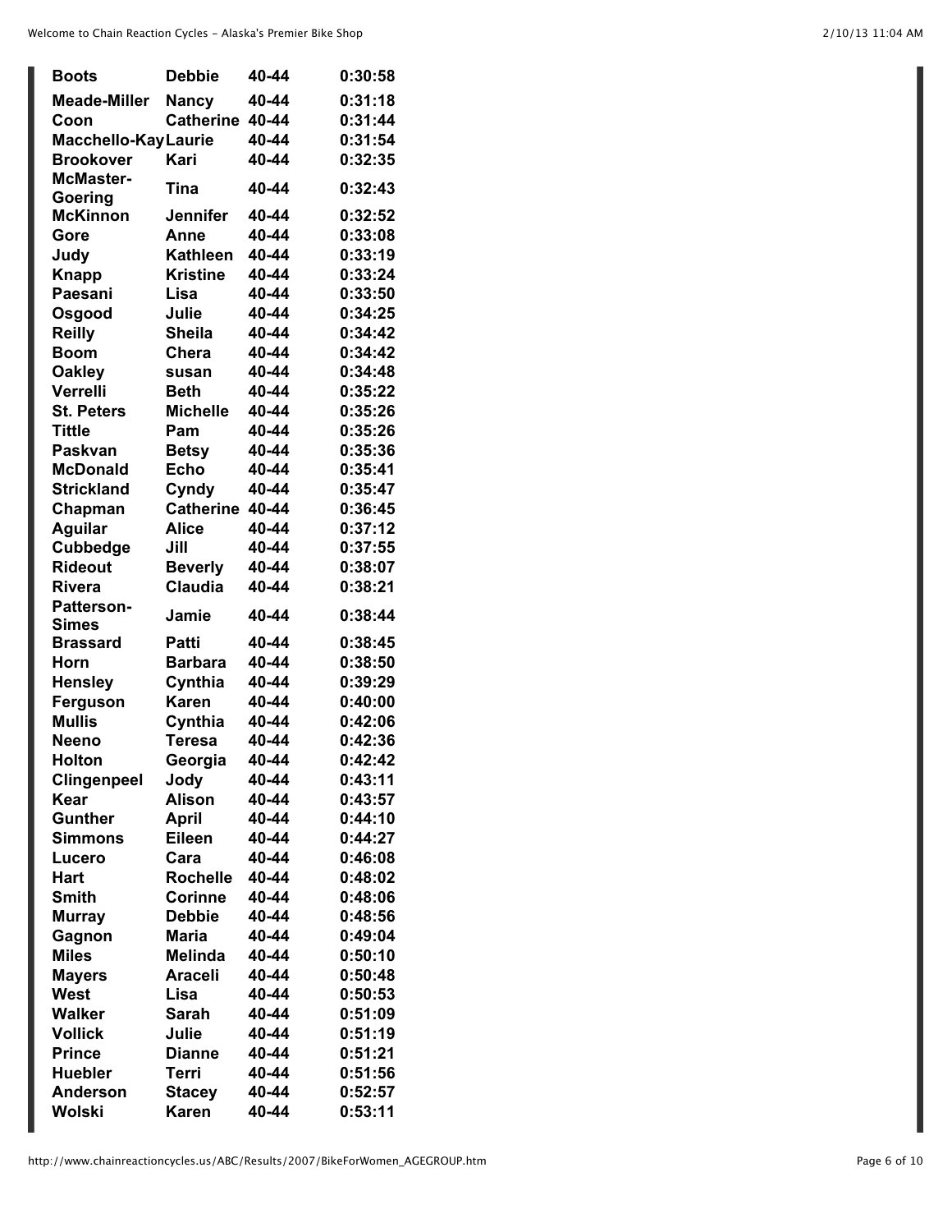| Boots | Debbie | 40-44 | 0:30:58 |
|---|---|---|---|
| Meade-Miller | Nancy | 40-44 | 0:31:18 |
| Coon | Catherine | 40-44 | 0:31:44 |
| Macchello-Kay | Laurie | 40-44 | 0:31:54 |
| Brookover | Kari | 40-44 | 0:32:35 |
| McMaster-Goering | Tina | 40-44 | 0:32:43 |
| McKinnon | Jennifer | 40-44 | 0:32:52 |
| Gore | Anne | 40-44 | 0:33:08 |
| Judy | Kathleen | 40-44 | 0:33:19 |
| Knapp | Kristine | 40-44 | 0:33:24 |
| Paesani | Lisa | 40-44 | 0:33:50 |
| Osgood | Julie | 40-44 | 0:34:25 |
| Reilly | Sheila | 40-44 | 0:34:42 |
| Boom | Chera | 40-44 | 0:34:42 |
| Oakley | susan | 40-44 | 0:34:48 |
| Verrelli | Beth | 40-44 | 0:35:22 |
| St. Peters | Michelle | 40-44 | 0:35:26 |
| Tittle | Pam | 40-44 | 0:35:26 |
| Paskvan | Betsy | 40-44 | 0:35:36 |
| McDonald | Echo | 40-44 | 0:35:41 |
| Strickland | Cyndy | 40-44 | 0:35:47 |
| Chapman | Catherine | 40-44 | 0:36:45 |
| Aguilar | Alice | 40-44 | 0:37:12 |
| Cubbedge | Jill | 40-44 | 0:37:55 |
| Rideout | Beverly | 40-44 | 0:38:07 |
| Rivera | Claudia | 40-44 | 0:38:21 |
| Patterson-Simes | Jamie | 40-44 | 0:38:44 |
| Brassard | Patti | 40-44 | 0:38:45 |
| Horn | Barbara | 40-44 | 0:38:50 |
| Hensley | Cynthia | 40-44 | 0:39:29 |
| Ferguson | Karen | 40-44 | 0:40:00 |
| Mullis | Cynthia | 40-44 | 0:42:06 |
| Neeno | Teresa | 40-44 | 0:42:36 |
| Holton | Georgia | 40-44 | 0:42:42 |
| Clingenpeel | Jody | 40-44 | 0:43:11 |
| Kear | Alison | 40-44 | 0:43:57 |
| Gunther | April | 40-44 | 0:44:10 |
| Simmons | Eileen | 40-44 | 0:44:27 |
| Lucero | Cara | 40-44 | 0:46:08 |
| Hart | Rochelle | 40-44 | 0:48:02 |
| Smith | Corinne | 40-44 | 0:48:06 |
| Murray | Debbie | 40-44 | 0:48:56 |
| Gagnon | Maria | 40-44 | 0:49:04 |
| Miles | Melinda | 40-44 | 0:50:10 |
| Mayers | Araceli | 40-44 | 0:50:48 |
| West | Lisa | 40-44 | 0:50:53 |
| Walker | Sarah | 40-44 | 0:51:09 |
| Vollick | Julie | 40-44 | 0:51:19 |
| Prince | Dianne | 40-44 | 0:51:21 |
| Huebler | Terri | 40-44 | 0:51:56 |
| Anderson | Stacey | 40-44 | 0:52:57 |
| Wolski | Karen | 40-44 | 0:53:11 |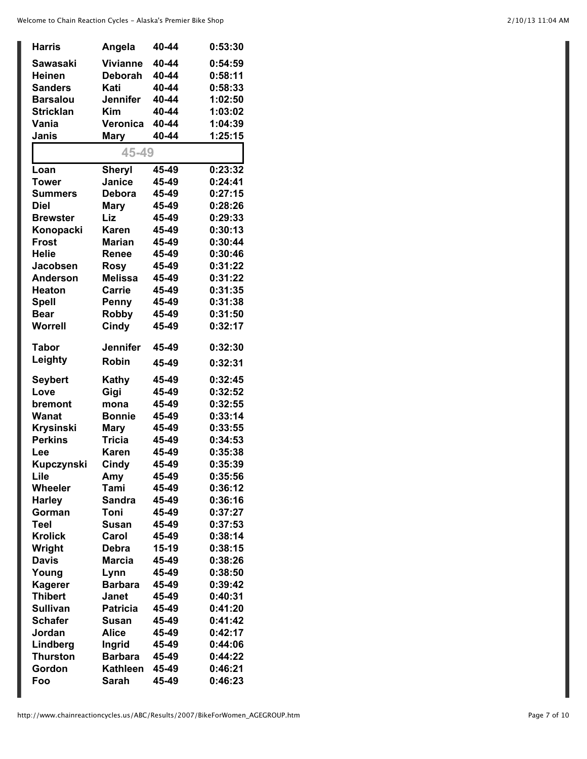| | | | |
|---|---|---|---|
| Harris | Angela | 40-44 | 0:53:30 |
| Sawasaki | Vivianne | 40-44 | 0:54:59 |
| Heinen | Deborah | 40-44 | 0:58:11 |
| Sanders | Kati | 40-44 | 0:58:33 |
| Barsalou | Jennifer | 40-44 | 1:02:50 |
| Stricklan | Kim | 40-44 | 1:03:02 |
| Vania | Veronica | 40-44 | 1:04:39 |
| Janis | Mary | 40-44 | 1:25:15 |

## 45-49

| | | | |
|---|---|---|---|
| Loan | Sheryl | 45-49 | 0:23:32 |
| Tower | Janice | 45-49 | 0:24:41 |
| Summers | Debora | 45-49 | 0:27:15 |
| Diel | Mary | 45-49 | 0:28:26 |
| Brewster | Liz | 45-49 | 0:29:33 |
| Konopacki | Karen | 45-49 | 0:30:13 |
| Frost | Marian | 45-49 | 0:30:44 |
| Helie | Renee | 45-49 | 0:30:46 |
| Jacobsen | Rosy | 45-49 | 0:31:22 |
| Anderson | Melissa | 45-49 | 0:31:22 |
| Heaton | Carrie | 45-49 | 0:31:35 |
| Spell | Penny | 45-49 | 0:31:38 |
| Bear | Robby | 45-49 | 0:31:50 |
| Worrell | Cindy | 45-49 | 0:32:17 |
| Tabor | Jennifer | 45-49 | 0:32:30 |
| Leighty | Robin | 45-49 | 0:32:31 |
| Seybert | Kathy | 45-49 | 0:32:45 |
| Love | Gigi | 45-49 | 0:32:52 |
| bremont | mona | 45-49 | 0:32:55 |
| Wanat | Bonnie | 45-49 | 0:33:14 |
| Krysinski | Mary | 45-49 | 0:33:55 |
| Perkins | Tricia | 45-49 | 0:34:53 |
| Lee | Karen | 45-49 | 0:35:38 |
| Kupczynski | Cindy | 45-49 | 0:35:39 |
| Lile | Amy | 45-49 | 0:35:56 |
| Wheeler | Tami | 45-49 | 0:36:12 |
| Harley | Sandra | 45-49 | 0:36:16 |
| Gorman | Toni | 45-49 | 0:37:27 |
| Teel | Susan | 45-49 | 0:37:53 |
| Krolick | Carol | 45-49 | 0:38:14 |
| Wright | Debra | 15-19 | 0:38:15 |
| Davis | Marcia | 45-49 | 0:38:26 |
| Young | Lynn | 45-49 | 0:38:50 |
| Kagerer | Barbara | 45-49 | 0:39:42 |
| Thibert | Janet | 45-49 | 0:40:31 |
| Sullivan | Patricia | 45-49 | 0:41:20 |
| Schafer | Susan | 45-49 | 0:41:42 |
| Jordan | Alice | 45-49 | 0:42:17 |
| Lindberg | Ingrid | 45-49 | 0:44:06 |
| Thurston | Barbara | 45-49 | 0:44:22 |
| Gordon | Kathleen | 45-49 | 0:46:21 |
| Foo | Sarah | 45-49 | 0:46:23 |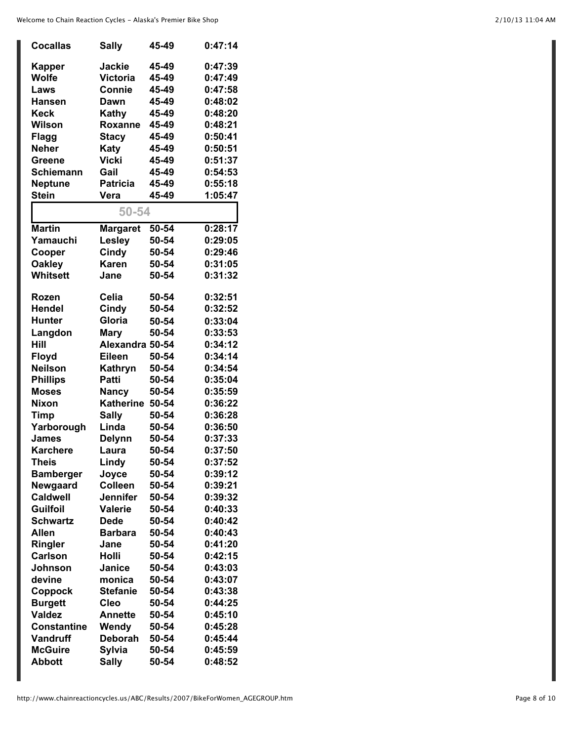| | | | |
|---|---|---|---|
| **Cocallas** | **Sally** | **45-49** | **0:47:14** |
| **Kapper** | **Jackie** | **45-49** | **0:47:39** |
| **Wolfe** | **Victoria** | **45-49** | **0:47:49** |
| **Laws** | **Connie** | **45-49** | **0:47:58** |
| **Hansen** | **Dawn** | **45-49** | **0:48:02** |
| **Keck** | **Kathy** | **45-49** | **0:48:20** |
| **Wilson** | **Roxanne** | **45-49** | **0:48:21** |
| **Flagg** | **Stacy** | **45-49** | **0:50:41** |
| **Neher** | **Katy** | **45-49** | **0:50:51** |
| **Greene** | **Vicki** | **45-49** | **0:51:37** |
| **Schiemann** | **Gail** | **45-49** | **0:54:53** |
| **Neptune** | **Patricia** | **45-49** | **0:55:18** |
| **Stein** | **Vera** | **45-49** | **1:05:47** |

## 50-54

| | | | |
|---|---|---|---|
| **Martin** | **Margaret** | **50-54** | **0:28:17** |
| **Yamauchi** | **Lesley** | **50-54** | **0:29:05** |
| **Cooper** | **Cindy** | **50-54** | **0:29:46** |
| **Oakley** | **Karen** | **50-54** | **0:31:05** |
| **Whitsett** | **Jane** | **50-54** | **0:31:32** |
| **Rozen** | **Celia** | **50-54** | **0:32:51** |
| **Hendel** | **Cindy** | **50-54** | **0:32:52** |
| **Hunter** | **Gloria** | **50-54** | **0:33:04** |
| **Langdon** | **Mary** | **50-54** | **0:33:53** |
| **Hill** | **Alexandra** | **50-54** | **0:34:12** |
| **Floyd** | **Eileen** | **50-54** | **0:34:14** |
| **Neilson** | **Kathryn** | **50-54** | **0:34:54** |
| **Phillips** | **Patti** | **50-54** | **0:35:04** |
| **Moses** | **Nancy** | **50-54** | **0:35:59** |
| **Nixon** | **Katherine** | **50-54** | **0:36:22** |
| **Timp** | **Sally** | **50-54** | **0:36:28** |
| **Yarborough** | **Linda** | **50-54** | **0:36:50** |
| **James** | **Delynn** | **50-54** | **0:37:33** |
| **Karchere** | **Laura** | **50-54** | **0:37:50** |
| **Theis** | **Lindy** | **50-54** | **0:37:52** |
| **Bamberger** | **Joyce** | **50-54** | **0:39:12** |
| **Newgaard** | **Colleen** | **50-54** | **0:39:21** |
| **Caldwell** | **Jennifer** | **50-54** | **0:39:32** |
| **Guilfoil** | **Valerie** | **50-54** | **0:40:33** |
| **Schwartz** | **Dede** | **50-54** | **0:40:42** |
| **Allen** | **Barbara** | **50-54** | **0:40:43** |
| **Ringler** | **Jane** | **50-54** | **0:41:20** |
| **Carlson** | **Holli** | **50-54** | **0:42:15** |
| **Johnson** | **Janice** | **50-54** | **0:43:03** |
| **devine** | **monica** | **50-54** | **0:43:07** |
| **Coppock** | **Stefanie** | **50-54** | **0:43:38** |
| **Burgett** | **Cleo** | **50-54** | **0:44:25** |
| **Valdez** | **Annette** | **50-54** | **0:45:10** |
| **Constantine** | **Wendy** | **50-54** | **0:45:28** |
| **Vandruff** | **Deborah** | **50-54** | **0:45:44** |
| **McGuire** | **Sylvia** | **50-54** | **0:45:59** |
| **Abbott** | **Sally** | **50-54** | **0:48:52** |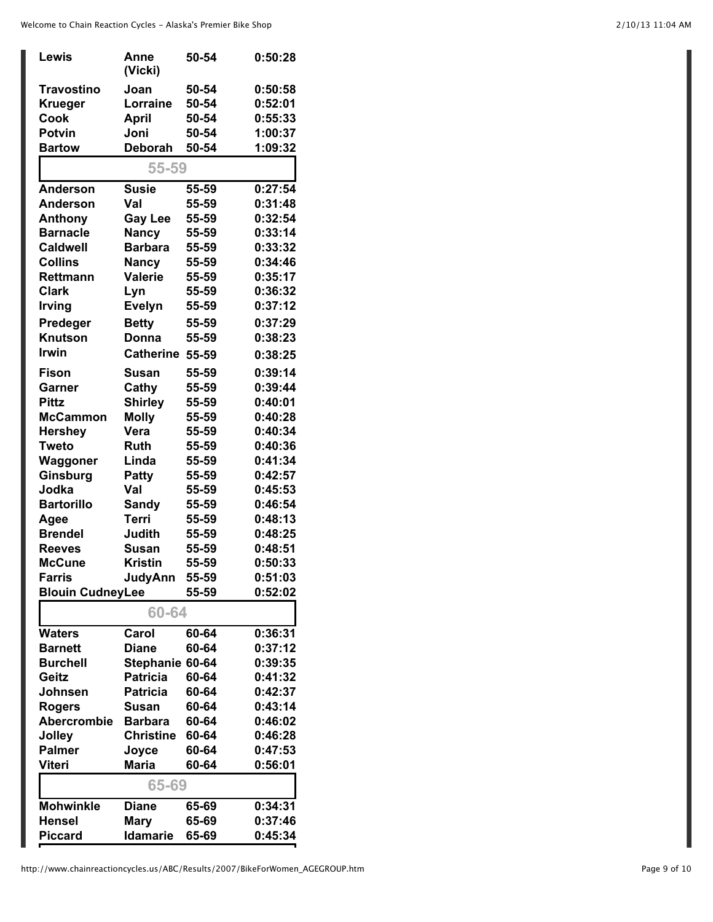| | | | |
|---|---|---|---|
| Lewis | Anne (Vicki) | 50-54 | 0:50:28 |
| Travostino | Joan | 50-54 | 0:50:58 |
| Krueger | Lorraine | 50-54 | 0:52:01 |
| Cook | April | 50-54 | 0:55:33 |
| Potvin | Joni | 50-54 | 1:00:37 |
| Bartow | Deborah | 50-54 | 1:09:32 |
| **55-59** | | | |
| Anderson | Susie | 55-59 | 0:27:54 |
| Anderson | Val | 55-59 | 0:31:48 |
| Anthony | Gay Lee | 55-59 | 0:32:54 |
| Barnacle | Nancy | 55-59 | 0:33:14 |
| Caldwell | Barbara | 55-59 | 0:33:32 |
| Collins | Nancy | 55-59 | 0:34:46 |
| Rettmann | Valerie | 55-59 | 0:35:17 |
| Clark | Lyn | 55-59 | 0:36:32 |
| Irving | Evelyn | 55-59 | 0:37:12 |
| Predeger | Betty | 55-59 | 0:37:29 |
| Knutson | Donna | 55-59 | 0:38:23 |
| Irwin | Catherine | 55-59 | 0:38:25 |
| Fison | Susan | 55-59 | 0:39:14 |
| Garner | Cathy | 55-59 | 0:39:44 |
| Pittz | Shirley | 55-59 | 0:40:01 |
| McCammon | Molly | 55-59 | 0:40:28 |
| Hershey | Vera | 55-59 | 0:40:34 |
| Tweto | Ruth | 55-59 | 0:40:36 |
| Waggoner | Linda | 55-59 | 0:41:34 |
| Ginsburg | Patty | 55-59 | 0:42:57 |
| Jodka | Val | 55-59 | 0:45:53 |
| Bartorillo | Sandy | 55-59 | 0:46:54 |
| Agee | Terri | 55-59 | 0:48:13 |
| Brendel | Judith | 55-59 | 0:48:25 |
| Reeves | Susan | 55-59 | 0:48:51 |
| McCune | Kristin | 55-59 | 0:50:33 |
| Farris | JudyAnn | 55-59 | 0:51:03 |
| Blouin Cudney | Lee | 55-59 | 0:52:02 |
| **60-64** | | | |
| Waters | Carol | 60-64 | 0:36:31 |
| Barnett | Diane | 60-64 | 0:37:12 |
| Burchell | Stephanie | 60-64 | 0:39:35 |
| Geitz | Patricia | 60-64 | 0:41:32 |
| Johnsen | Patricia | 60-64 | 0:42:37 |
| Rogers | Susan | 60-64 | 0:43:14 |
| Abercrombie | Barbara | 60-64 | 0:46:02 |
| Jolley | Christine | 60-64 | 0:46:28 |
| Palmer | Joyce | 60-64 | 0:47:53 |
| Viteri | Maria | 60-64 | 0:56:01 |
| **65-69** | | | |
| Mohwinkle | Diane | 65-69 | 0:34:31 |
| Hensel | Mary | 65-69 | 0:37:46 |
| Piccard | Idamarie | 65-69 | 0:45:34 |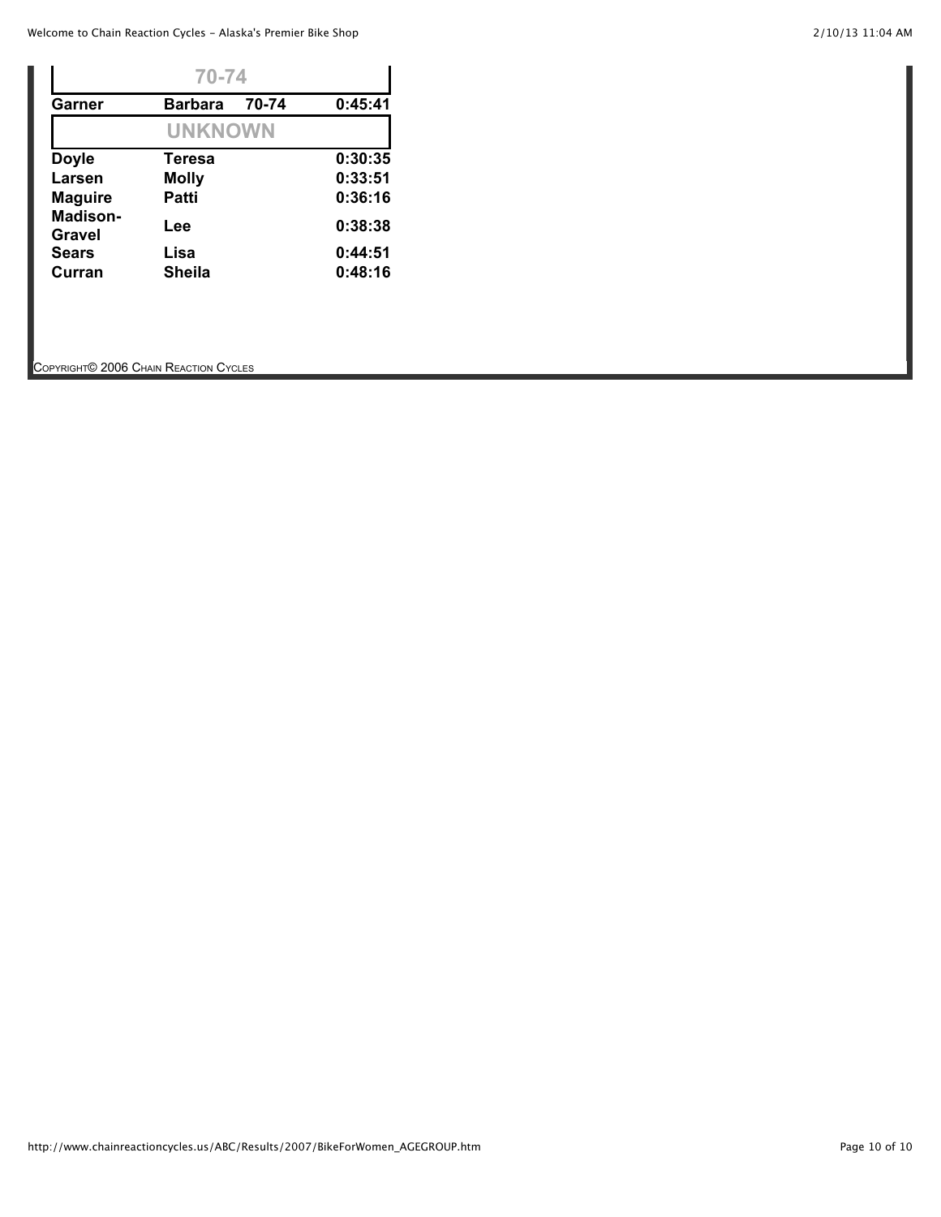| | | | |
|---|---|---|---|
| | **70-74** | | |
| **Garner** | **Barbara** | **70-74** | **0:45:41** |
| | **UNKNOWN** | | |
| **Doyle** | **Teresa** | | **0:30:35** |
| **Larsen** | **Molly** | | **0:33:51** |
| **Maguire** | **Patti** | | **0:36:16** |
| **Madison-Gravel** | **Lee** | | **0:38:38** |
| **Sears** | **Lisa** | | **0:44:51** |
| **Curran** | **Sheila** | | **0:48:16** |

COPYRIGHT© 2006 CHAIN REACTION CYCLES